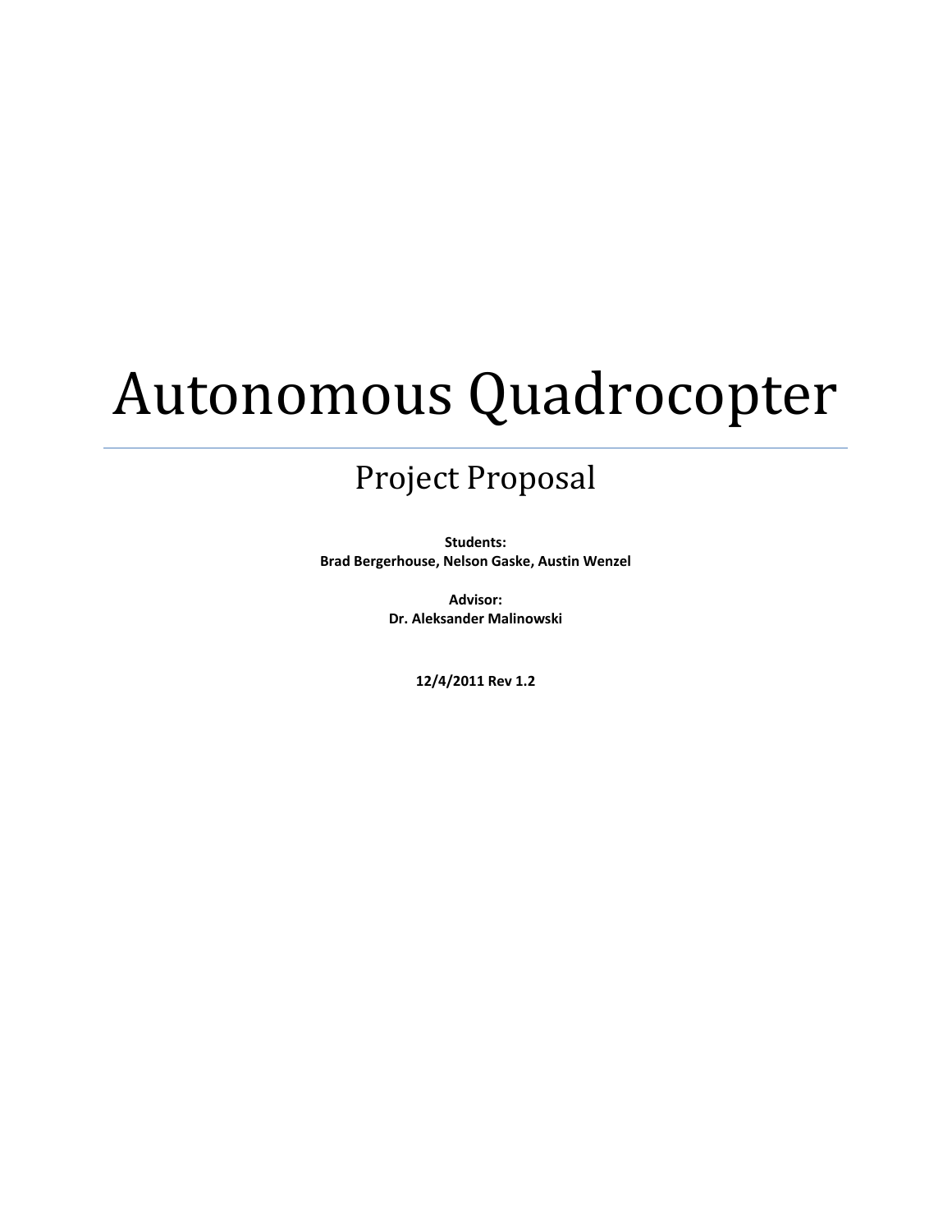# Autonomous Quadrocopter

---

## Project Proposal

**Students:**
**Brad Bergerhouse, Nelson Gaske, Austin Wenzel**

**Advisor:**
**Dr. Aleksander Malinowski**

**12/4/2011 Rev 1.2**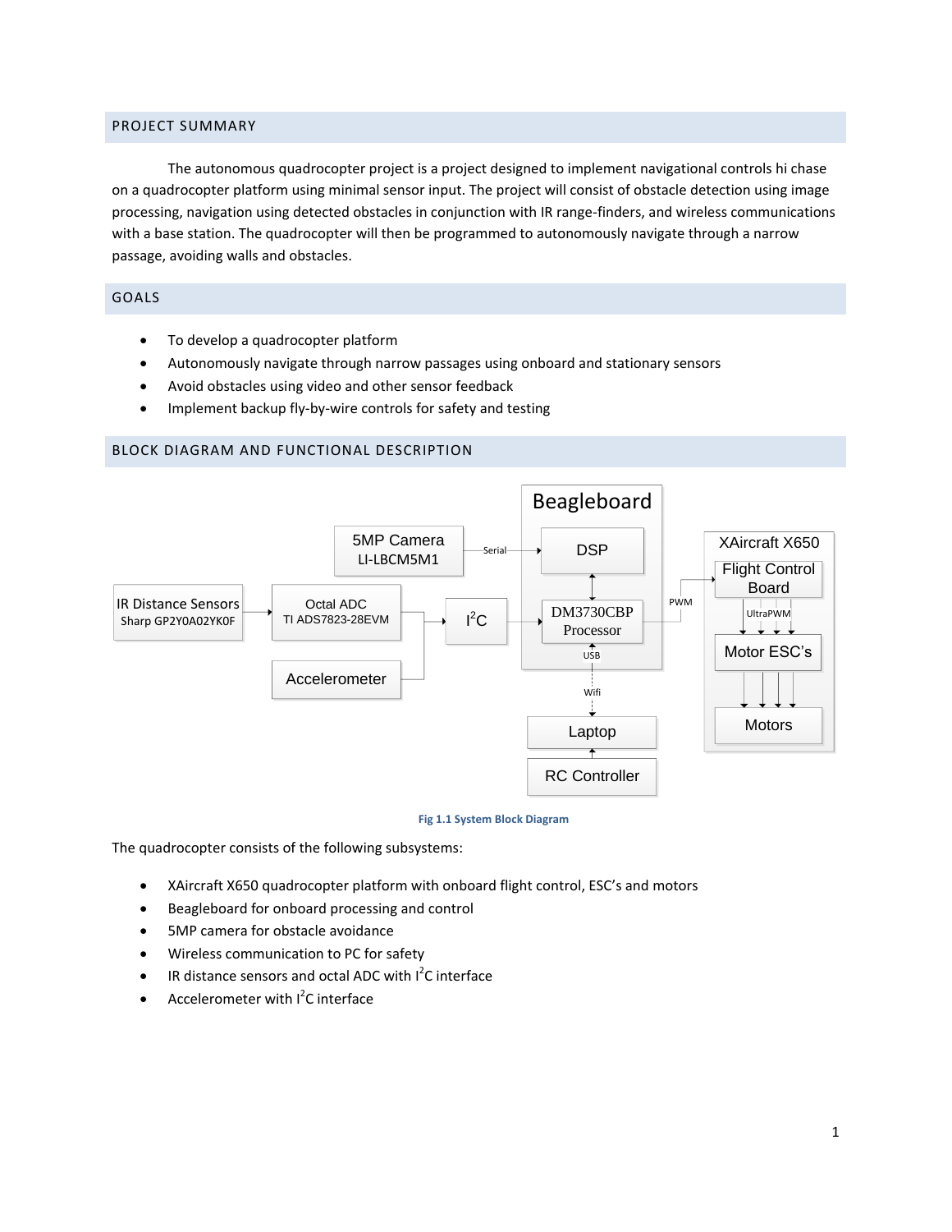## PROJECT SUMMARY

The autonomous quadrocopter project is a project designed to implement navigational controls hi chase on a quadrocopter platform using minimal sensor input. The project will consist of obstacle detection using image processing, navigation using detected obstacles in conjunction with IR range-finders, and wireless communications with a base station. The quadrocopter will then be programmed to autonomously navigate through a narrow passage, avoiding walls and obstacles.

## GOALS

- To develop a quadrocopter platform
- Autonomously navigate through narrow passages using onboard and stationary sensors
- Avoid obstacles using video and other sensor feedback
- Implement backup fly-by-wire controls for safety and testing

## BLOCK DIAGRAM AND FUNCTIONAL DESCRIPTION

Fig 1.1 System Block Diagram

The quadrocopter consists of the following subsystems:

- XAircraft X650 quadrocopter platform with onboard flight control, ESC's and motors
- Beagleboard for onboard processing and control
- 5MP camera for obstacle avoidance
- Wireless communication to PC for safety
- IR distance sensors and octal ADC with $I^2C$ interface
- Accelerometer with $I^2C$ interface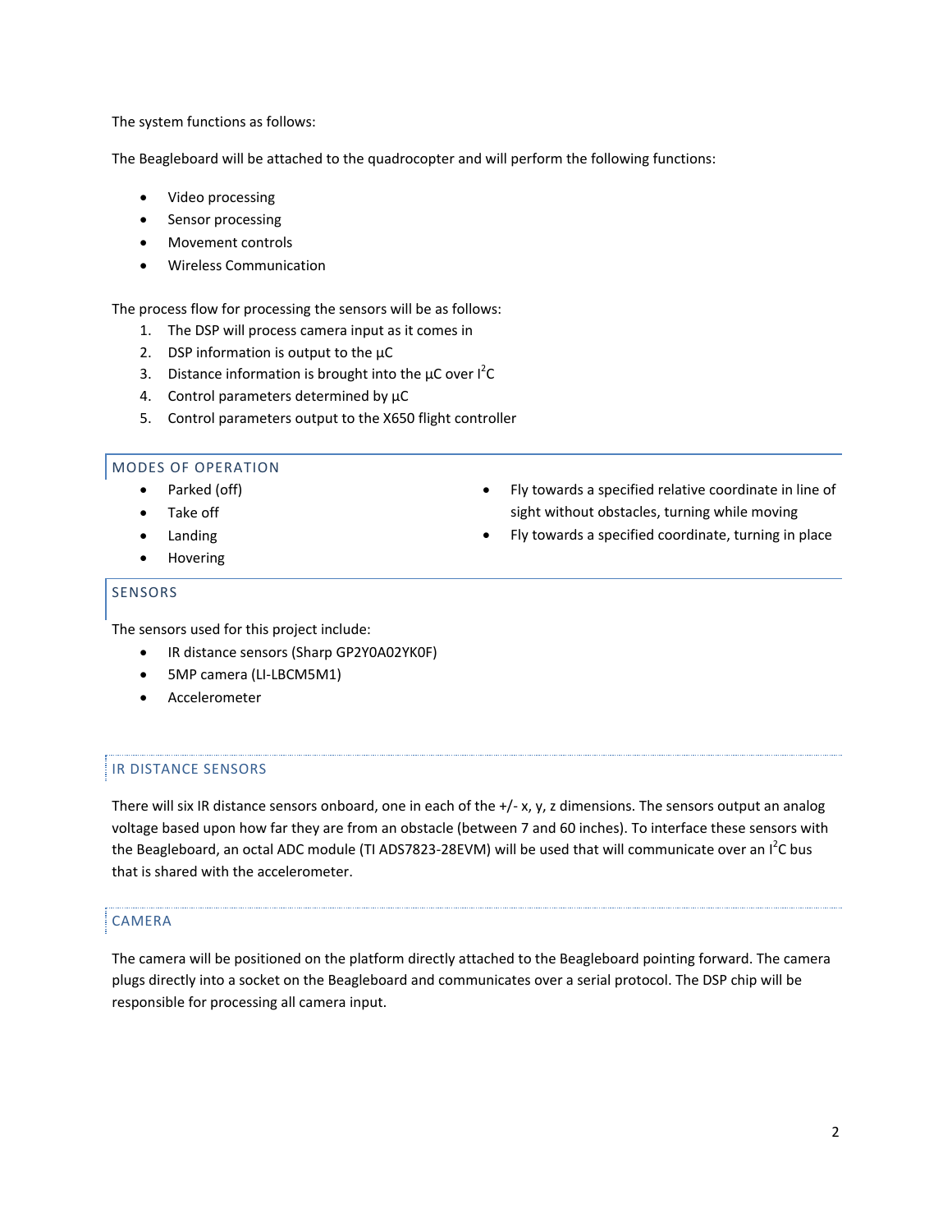The system functions as follows:

The Beagleboard will be attached to the quadrocopter and will perform the following functions:

- Video processing
- Sensor processing
- Movement controls
- Wireless Communication

The process flow for processing the sensors will be as follows:

1. The DSP will process camera input as it comes in
2. DSP information is output to the µC
3. Distance information is brought into the µC over $I^2C$
4. Control parameters determined by µC
5. Control parameters output to the X650 flight controller

## MODES OF OPERATION

- Parked (off)
- Take off
- Landing
- Hovering
- Fly towards a specified relative coordinate in line of sight without obstacles, turning while moving
- Fly towards a specified coordinate, turning in place

## SENSORS

The sensors used for this project include:

- IR distance sensors (Sharp GP2Y0A02YK0F)
- 5MP camera (LI-LBCM5M1)
- Accelerometer

### IR DISTANCE SENSORS

There will six IR distance sensors onboard, one in each of the +/- x, y, z dimensions. The sensors output an analog voltage based upon how far they are from an obstacle (between 7 and 60 inches). To interface these sensors with the Beagleboard, an octal ADC module (TI ADS7823-28EVM) will be used that will communicate over an $I^2C$ bus that is shared with the accelerometer.

### CAMERA

The camera will be positioned on the platform directly attached to the Beagleboard pointing forward. The camera plugs directly into a socket on the Beagleboard and communicates over a serial protocol. The DSP chip will be responsible for processing all camera input.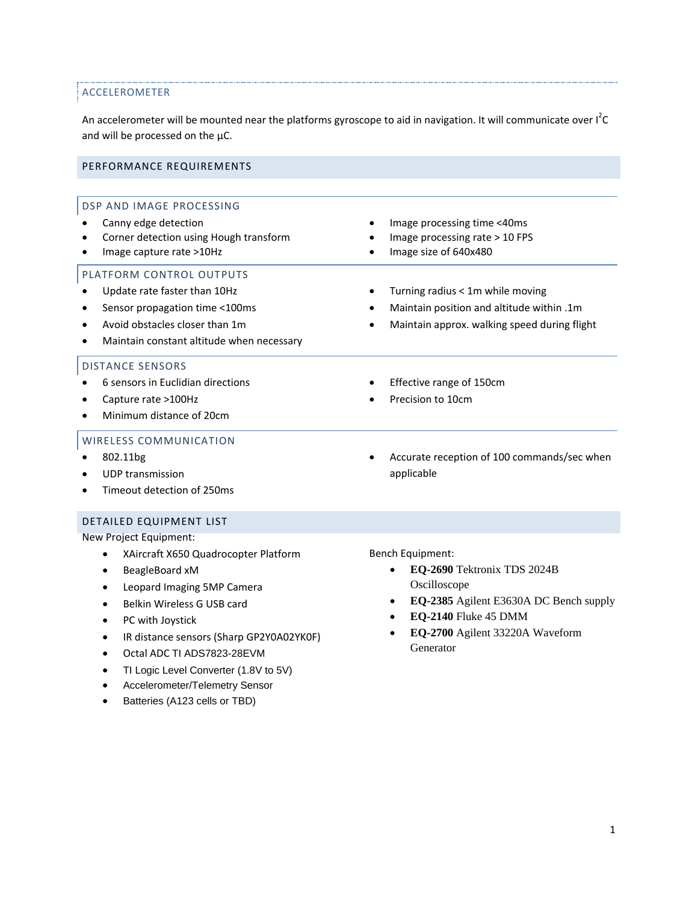### ACCELEROMETER

An accelerometer will be mounted near the platforms gyroscope to aid in navigation. It will communicate over $I^2C$ and will be processed on the µC.

## PERFORMANCE REQUIREMENTS

### DSP AND IMAGE PROCESSING

- Canny edge detection
- Corner detection using Hough transform
- Image capture rate >10Hz
- Image processing time <40ms
- Image processing rate > 10 FPS
- Image size of 640x480

### PLATFORM CONTROL OUTPUTS

- Update rate faster than 10Hz
- Sensor propagation time <100ms
- Avoid obstacles closer than 1m
- Maintain constant altitude when necessary
- Turning radius < 1m while moving
- Maintain position and altitude within .1m
- Maintain approx. walking speed during flight

### DISTANCE SENSORS

- 6 sensors in Euclidian directions
- Capture rate >100Hz
- Minimum distance of 20cm
- Effective range of 150cm
- Precision to 10cm

### WIRELESS COMMUNICATION

- 802.11bg
- UDP transmission
- Timeout detection of 250ms
- Accurate reception of 100 commands/sec when applicable

## DETAILED EQUIPMENT LIST

New Project Equipment:

- XAircraft X650 Quadrocopter Platform
- BeagleBoard xM
- Leopard Imaging 5MP Camera
- Belkin Wireless G USB card
- PC with Joystick
- IR distance sensors (Sharp GP2Y0A02YK0F)
- Octal ADC TI ADS7823-28EVM
- TI Logic Level Converter (1.8V to 5V)
- Accelerometer/Telemetry Sensor
- Batteries (A123 cells or TBD)

Bench Equipment:

- **EQ-2690** Tektronix TDS 2024B Oscilloscope
- **EQ-2385** Agilent E3630A DC Bench supply
- **EQ-2140** Fluke 45 DMM
- **EQ-2700** Agilent 33220A Waveform Generator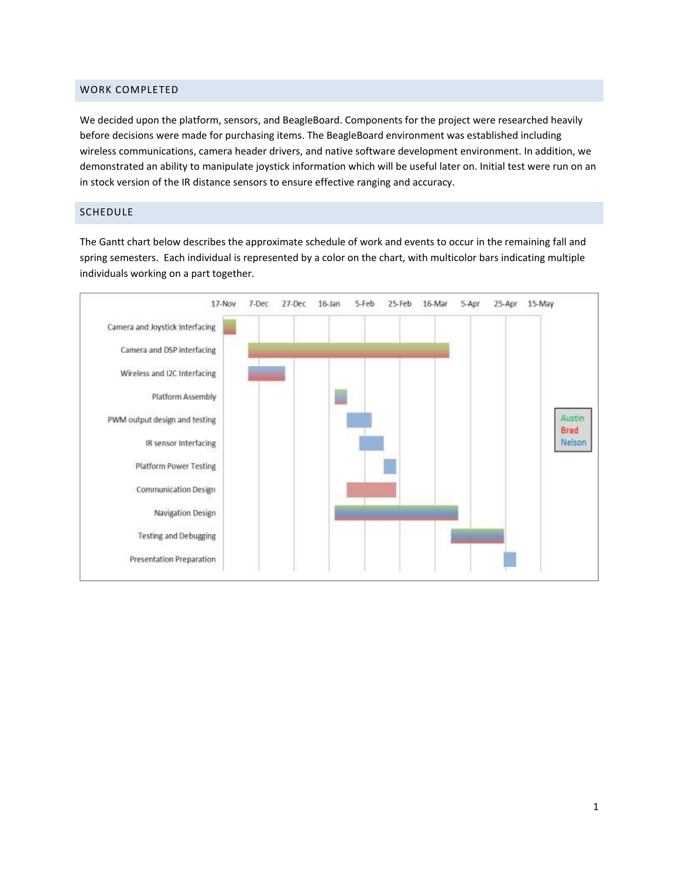## WORK COMPLETED

We decided upon the platform, sensors, and BeagleBoard. Components for the project were researched heavily before decisions were made for purchasing items. The BeagleBoard environment was established including wireless communications, camera header drivers, and native software development environment. In addition, we demonstrated an ability to manipulate joystick information which will be useful later on. Initial test were run on an in stock version of the IR distance sensors to ensure effective ranging and accuracy.

## SCHEDULE

The Gantt chart below describes the approximate schedule of work and events to occur in the remaining fall and spring semesters. Each individual is represented by a color on the chart, with multicolor bars indicating multiple individuals working on a part together.

| Task | 17-Nov | 7-Dec | 27-Dec | 16-Jan | 5-Feb | 25-Feb | 16-Mar | 5-Apr | 25-Apr | 15-May |
|---|---|---|---|---|---|---|---|---|---|---|
| Camera and Joystick Interfacing | | | | | | | | | | |
| Camera and DSP interfacing | | | | | | | | | | |
| Wireless and I2C Interfacing | | | | | | | | | | |
| Platform Assembly | | | | | | | | | | |
| PWM output design and testing | | | | | | | | | | |
| IR sensor Interfacing | | | | | | | | | | |
| Platform Power Testing | | | | | | | | | | |
| Communication Design | | | | | | | | | | |
| Navigation Design | | | | | | | | | | |
| Testing and Debugging | | | | | | | | | | |
| Presentation Preparation | | | | | | | | | | |

Legend: Austin, Brad, Nelson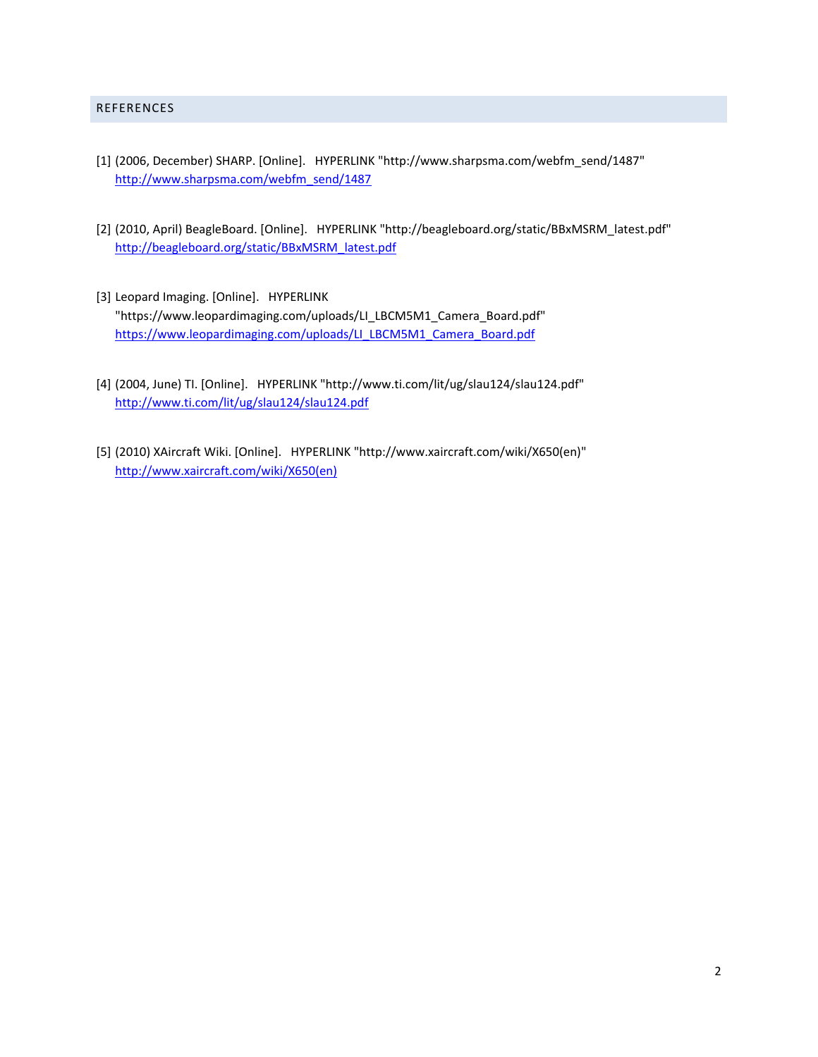## REFERENCES

[1] (2006, December) SHARP. [Online]. HYPERLINK "http://www.sharpsma.com/webfm_send/1487" http://www.sharpsma.com/webfm_send/1487

[2] (2010, April) BeagleBoard. [Online]. HYPERLINK "http://beagleboard.org/static/BBxMSRM_latest.pdf" http://beagleboard.org/static/BBxMSRM_latest.pdf

[3] Leopard Imaging. [Online]. HYPERLINK "https://www.leopardimaging.com/uploads/LI_LBCM5M1_Camera_Board.pdf" https://www.leopardimaging.com/uploads/LI_LBCM5M1_Camera_Board.pdf

[4] (2004, June) TI. [Online]. HYPERLINK "http://www.ti.com/lit/ug/slau124/slau124.pdf" http://www.ti.com/lit/ug/slau124/slau124.pdf

[5] (2010) XAircraft Wiki. [Online]. HYPERLINK "http://www.xaircraft.com/wiki/X650(en)" http://www.xaircraft.com/wiki/X650(en)